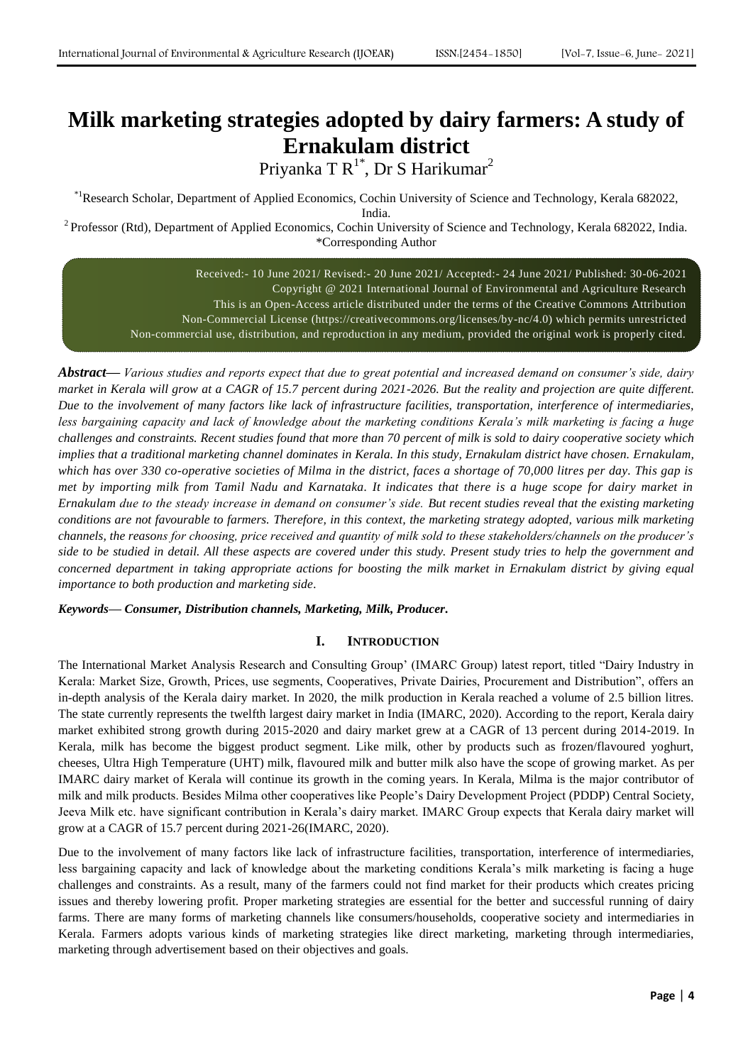# Milk marketing strategies adopted by dairy farmers: A study of Ernakulam district

Priyanka T R[1*], Dr S Harikumar[2]

[*1]Research Scholar, Department of Applied Economics, Cochin University of Science and Technology, Kerala 682022, India.

[2] Professor (Rtd), Department of Applied Economics, Cochin University of Science and Technology, Kerala 682022, India.

*Corresponding Author

Received:- 10 June 2021/ Revised:- 20 June 2021/ Accepted:- 24 June 2021/ Published: 30-06-2021
Copyright @ 2021 International Journal of Environmental and Agriculture Research
This is an Open-Access article distributed under the terms of the Creative Commons Attribution Non-Commercial License (https://creativecommons.org/licenses/by-nc/4.0) which permits unrestricted Non-commercial use, distribution, and reproduction in any medium, provided the original work is properly cited.

***Abstract***— *Various studies and reports expect that due to great potential and increased demand on consumer's side, dairy market in Kerala will grow at a CAGR of 15.7 percent during 2021-2026. But the reality and projection are quite different. Due to the involvement of many factors like lack of infrastructure facilities, transportation, interference of intermediaries, less bargaining capacity and lack of knowledge about the marketing conditions Kerala's milk marketing is facing a huge challenges and constraints. Recent studies found that more than 70 percent of milk is sold to dairy cooperative society which implies that a traditional marketing channel dominates in Kerala. In this study, Ernakulam district have chosen. Ernakulam, which has over 330 co-operative societies of Milma in the district, faces a shortage of 70,000 litres per day. This gap is met by importing milk from Tamil Nadu and Karnataka. It indicates that there is a huge scope for dairy market in Ernakulam due to the steady increase in demand on consumer's side. But recent studies reveal that the existing marketing conditions are not favourable to farmers. Therefore, in this context, the marketing strategy adopted, various milk marketing channels, the reasons for choosing, price received and quantity of milk sold to these stakeholders/channels on the producer's side to be studied in detail. All these aspects are covered under this study. Present study tries to help the government and concerned department in taking appropriate actions for boosting the milk market in Ernakulam district by giving equal importance to both production and marketing side.*

***Keywords— Consumer, Distribution channels, Marketing, Milk, Producer.***

## I. INTRODUCTION

The International Market Analysis Research and Consulting Group' (IMARC Group) latest report, titled "Dairy Industry in Kerala: Market Size, Growth, Prices, use segments, Cooperatives, Private Dairies, Procurement and Distribution", offers an in-depth analysis of the Kerala dairy market. In 2020, the milk production in Kerala reached a volume of 2.5 billion litres. The state currently represents the twelfth largest dairy market in India (IMARC, 2020). According to the report, Kerala dairy market exhibited strong growth during 2015-2020 and dairy market grew at a CAGR of 13 percent during 2014-2019. In Kerala, milk has become the biggest product segment. Like milk, other by products such as frozen/flavoured yoghurt, cheeses, Ultra High Temperature (UHT) milk, flavoured milk and butter milk also have the scope of growing market. As per IMARC dairy market of Kerala will continue its growth in the coming years. In Kerala, Milma is the major contributor of milk and milk products. Besides Milma other cooperatives like People's Dairy Development Project (PDDP) Central Society, Jeeva Milk etc. have significant contribution in Kerala's dairy market. IMARC Group expects that Kerala dairy market will grow at a CAGR of 15.7 percent during 2021-26(IMARC, 2020).

Due to the involvement of many factors like lack of infrastructure facilities, transportation, interference of intermediaries, less bargaining capacity and lack of knowledge about the marketing conditions Kerala's milk marketing is facing a huge challenges and constraints. As a result, many of the farmers could not find market for their products which creates pricing issues and thereby lowering profit. Proper marketing strategies are essential for the better and successful running of dairy farms. There are many forms of marketing channels like consumers/households, cooperative society and intermediaries in Kerala. Farmers adopts various kinds of marketing strategies like direct marketing, marketing through intermediaries, marketing through advertisement based on their objectives and goals.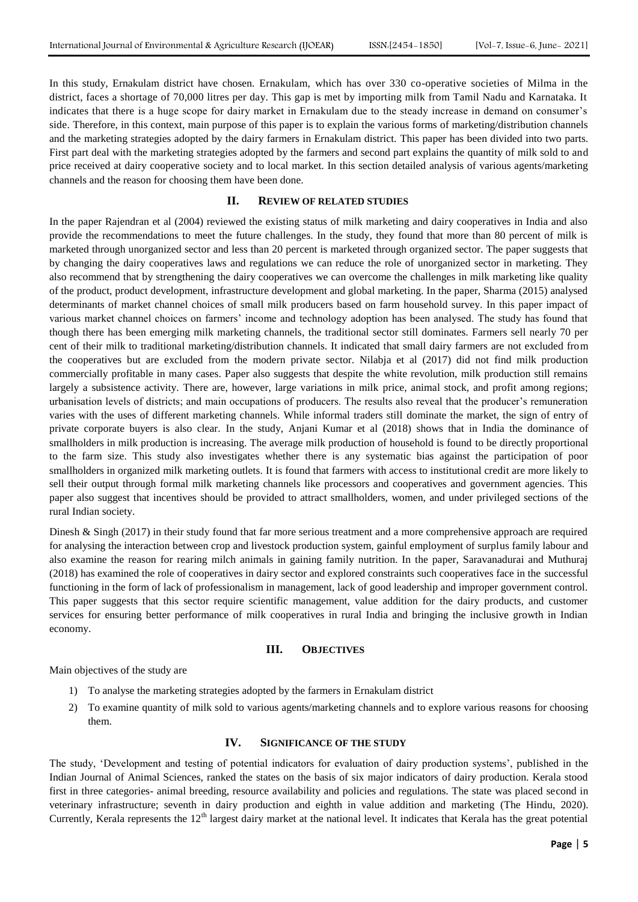In this study, Ernakulam district have chosen. Ernakulam, which has over 330 co-operative societies of Milma in the district, faces a shortage of 70,000 litres per day. This gap is met by importing milk from Tamil Nadu and Karnataka. It indicates that there is a huge scope for dairy market in Ernakulam due to the steady increase in demand on consumer's side. Therefore, in this context, main purpose of this paper is to explain the various forms of marketing/distribution channels and the marketing strategies adopted by the dairy farmers in Ernakulam district. This paper has been divided into two parts. First part deal with the marketing strategies adopted by the farmers and second part explains the quantity of milk sold to and price received at dairy cooperative society and to local market. In this section detailed analysis of various agents/marketing channels and the reason for choosing them have been done.

## II. REVIEW OF RELATED STUDIES

In the paper Rajendran et al (2004) reviewed the existing status of milk marketing and dairy cooperatives in India and also provide the recommendations to meet the future challenges. In the study, they found that more than 80 percent of milk is marketed through unorganized sector and less than 20 percent is marketed through organized sector. The paper suggests that by changing the dairy cooperatives laws and regulations we can reduce the role of unorganized sector in marketing. They also recommend that by strengthening the dairy cooperatives we can overcome the challenges in milk marketing like quality of the product, product development, infrastructure development and global marketing. In the paper, Sharma (2015) analysed determinants of market channel choices of small milk producers based on farm household survey. In this paper impact of various market channel choices on farmers' income and technology adoption has been analysed. The study has found that though there has been emerging milk marketing channels, the traditional sector still dominates. Farmers sell nearly 70 per cent of their milk to traditional marketing/distribution channels. It indicated that small dairy farmers are not excluded from the cooperatives but are excluded from the modern private sector. Nilabja et al (2017) did not find milk production commercially profitable in many cases. Paper also suggests that despite the white revolution, milk production still remains largely a subsistence activity. There are, however, large variations in milk price, animal stock, and profit among regions; urbanisation levels of districts; and main occupations of producers. The results also reveal that the producer's remuneration varies with the uses of different marketing channels. While informal traders still dominate the market, the sign of entry of private corporate buyers is also clear. In the study, Anjani Kumar et al (2018) shows that in India the dominance of smallholders in milk production is increasing. The average milk production of household is found to be directly proportional to the farm size. This study also investigates whether there is any systematic bias against the participation of poor smallholders in organized milk marketing outlets. It is found that farmers with access to institutional credit are more likely to sell their output through formal milk marketing channels like processors and cooperatives and government agencies. This paper also suggest that incentives should be provided to attract smallholders, women, and under privileged sections of the rural Indian society.

Dinesh & Singh (2017) in their study found that far more serious treatment and a more comprehensive approach are required for analysing the interaction between crop and livestock production system, gainful employment of surplus family labour and also examine the reason for rearing milch animals in gaining family nutrition. In the paper, Saravanadurai and Muthuraj (2018) has examined the role of cooperatives in dairy sector and explored constraints such cooperatives face in the successful functioning in the form of lack of professionalism in management, lack of good leadership and improper government control. This paper suggests that this sector require scientific management, value addition for the dairy products, and customer services for ensuring better performance of milk cooperatives in rural India and bringing the inclusive growth in Indian economy.

## III. OBJECTIVES

Main objectives of the study are

1) To analyse the marketing strategies adopted by the farmers in Ernakulam district
2) To examine quantity of milk sold to various agents/marketing channels and to explore various reasons for choosing them.

## IV. SIGNIFICANCE OF THE STUDY

The study, 'Development and testing of potential indicators for evaluation of dairy production systems', published in the Indian Journal of Animal Sciences, ranked the states on the basis of six major indicators of dairy production. Kerala stood first in three categories- animal breeding, resource availability and policies and regulations. The state was placed second in veterinary infrastructure; seventh in dairy production and eighth in value addition and marketing (The Hindu, 2020). Currently, Kerala represents the 12th largest dairy market at the national level. It indicates that Kerala has the great potential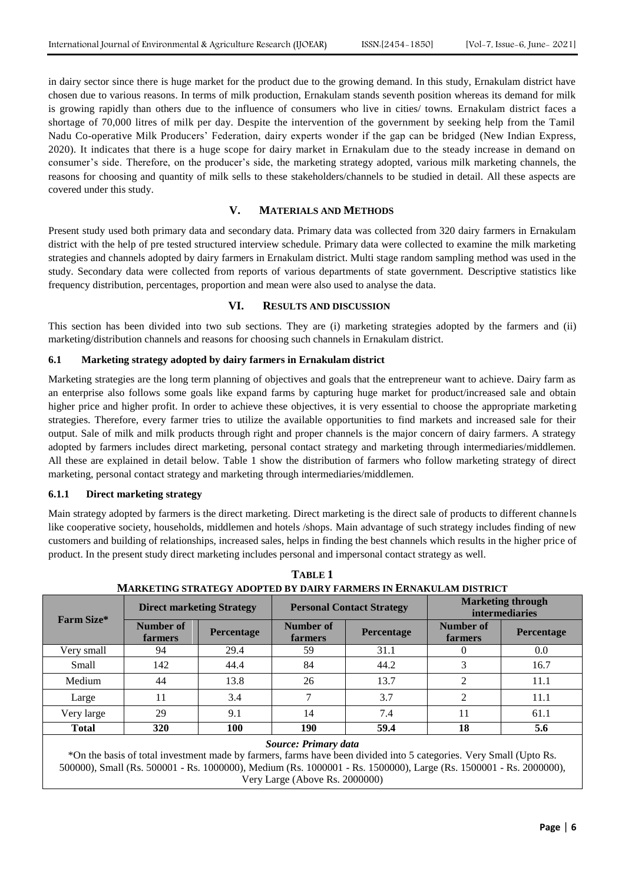in dairy sector since there is huge market for the product due to the growing demand. In this study, Ernakulam district have chosen due to various reasons. In terms of milk production, Ernakulam stands seventh position whereas its demand for milk is growing rapidly than others due to the influence of consumers who live in cities/ towns. Ernakulam district faces a shortage of 70,000 litres of milk per day. Despite the intervention of the government by seeking help from the Tamil Nadu Co-operative Milk Producers' Federation, dairy experts wonder if the gap can be bridged (New Indian Express, 2020). It indicates that there is a huge scope for dairy market in Ernakulam due to the steady increase in demand on consumer's side. Therefore, on the producer's side, the marketing strategy adopted, various milk marketing channels, the reasons for choosing and quantity of milk sells to these stakeholders/channels to be studied in detail. All these aspects are covered under this study.

## V. MATERIALS AND METHODS

Present study used both primary data and secondary data. Primary data was collected from 320 dairy farmers in Ernakulam district with the help of pre tested structured interview schedule. Primary data were collected to examine the milk marketing strategies and channels adopted by dairy farmers in Ernakulam district. Multi stage random sampling method was used in the study. Secondary data were collected from reports of various departments of state government. Descriptive statistics like frequency distribution, percentages, proportion and mean were also used to analyse the data.

## VI. RESULTS AND DISCUSSION

This section has been divided into two sub sections. They are (i) marketing strategies adopted by the farmers and (ii) marketing/distribution channels and reasons for choosing such channels in Ernakulam district.

### 6.1 Marketing strategy adopted by dairy farmers in Ernakulam district

Marketing strategies are the long term planning of objectives and goals that the entrepreneur want to achieve. Dairy farm as an enterprise also follows some goals like expand farms by capturing huge market for product/increased sale and obtain higher price and higher profit. In order to achieve these objectives, it is very essential to choose the appropriate marketing strategies. Therefore, every farmer tries to utilize the available opportunities to find markets and increased sale for their output. Sale of milk and milk products through right and proper channels is the major concern of dairy farmers. A strategy adopted by farmers includes direct marketing, personal contact strategy and marketing through intermediaries/middlemen. All these are explained in detail below. Table 1 show the distribution of farmers who follow marketing strategy of direct marketing, personal contact strategy and marketing through intermediaries/middlemen.

#### 6.1.1 Direct marketing strategy

Main strategy adopted by farmers is the direct marketing. Direct marketing is the direct sale of products to different channels like cooperative society, households, middlemen and hotels /shops. Main advantage of such strategy includes finding of new customers and building of relationships, increased sales, helps in finding the best channels which results in the higher price of product. In the present study direct marketing includes personal and impersonal contact strategy as well.

**TABLE 1**
**MARKETING STRATEGY ADOPTED BY DAIRY FARMERS IN ERNAKULAM DISTRICT**

| Farm Size* | Direct marketing Strategy | | Personal Contact Strategy | | Marketing through intermediaries | |
|---|---|---|---|---|---|---|
| | Number of farmers | Percentage | Number of farmers | Percentage | Number of farmers | Percentage |
| Very small | 94 | 29.4 | 59 | 31.1 | 0 | 0.0 |
| Small | 142 | 44.4 | 84 | 44.2 | 3 | 16.7 |
| Medium | 44 | 13.8 | 26 | 13.7 | 2 | 11.1 |
| Large | 11 | 3.4 | 7 | 3.7 | 2 | 11.1 |
| Very large | 29 | 9.1 | 14 | 7.4 | 11 | 61.1 |
| **Total** | **320** | **100** | **190** | **59.4** | **18** | **5.6** |

*Source: Primary data*

*On the basis of total investment made by farmers, farms have been divided into 5 categories. Very Small (Upto Rs. 500000), Small (Rs. 500001 - Rs. 1000000), Medium (Rs. 1000001 - Rs. 1500000), Large (Rs. 1500001 - Rs. 2000000), Very Large (Above Rs. 2000000)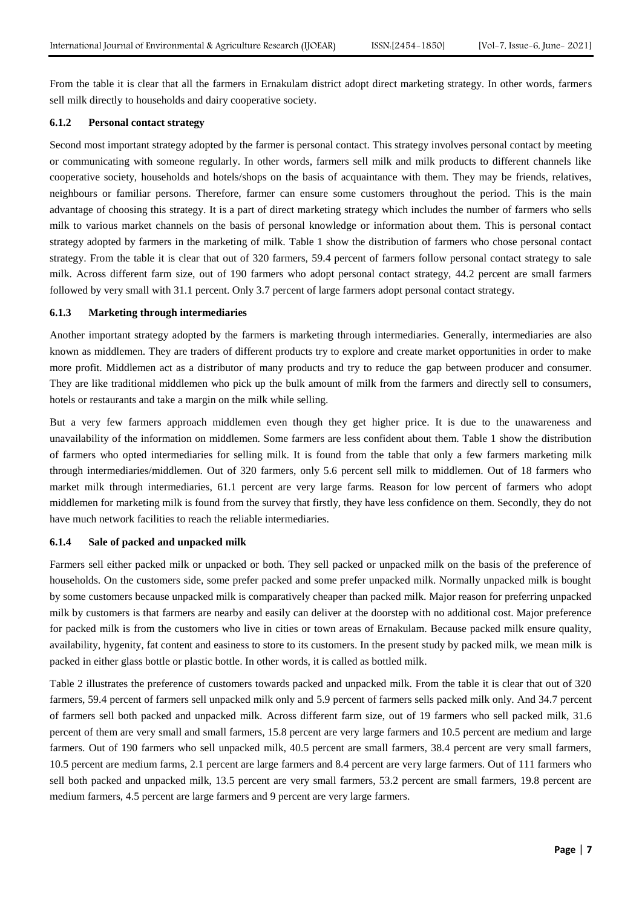From the table it is clear that all the farmers in Ernakulam district adopt direct marketing strategy. In other words, farmers sell milk directly to households and dairy cooperative society.

### 6.1.2 Personal contact strategy

Second most important strategy adopted by the farmer is personal contact. This strategy involves personal contact by meeting or communicating with someone regularly. In other words, farmers sell milk and milk products to different channels like cooperative society, households and hotels/shops on the basis of acquaintance with them. They may be friends, relatives, neighbours or familiar persons. Therefore, farmer can ensure some customers throughout the period. This is the main advantage of choosing this strategy. It is a part of direct marketing strategy which includes the number of farmers who sells milk to various market channels on the basis of personal knowledge or information about them. This is personal contact strategy adopted by farmers in the marketing of milk. Table 1 show the distribution of farmers who chose personal contact strategy. From the table it is clear that out of 320 farmers, 59.4 percent of farmers follow personal contact strategy to sale milk. Across different farm size, out of 190 farmers who adopt personal contact strategy, 44.2 percent are small farmers followed by very small with 31.1 percent. Only 3.7 percent of large farmers adopt personal contact strategy.

### 6.1.3 Marketing through intermediaries

Another important strategy adopted by the farmers is marketing through intermediaries. Generally, intermediaries are also known as middlemen. They are traders of different products try to explore and create market opportunities in order to make more profit. Middlemen act as a distributor of many products and try to reduce the gap between producer and consumer. They are like traditional middlemen who pick up the bulk amount of milk from the farmers and directly sell to consumers, hotels or restaurants and take a margin on the milk while selling.

But a very few farmers approach middlemen even though they get higher price. It is due to the unawareness and unavailability of the information on middlemen. Some farmers are less confident about them. Table 1 show the distribution of farmers who opted intermediaries for selling milk. It is found from the table that only a few farmers marketing milk through intermediaries/middlemen. Out of 320 farmers, only 5.6 percent sell milk to middlemen. Out of 18 farmers who market milk through intermediaries, 61.1 percent are very large farms. Reason for low percent of farmers who adopt middlemen for marketing milk is found from the survey that firstly, they have less confidence on them. Secondly, they do not have much network facilities to reach the reliable intermediaries.

### 6.1.4 Sale of packed and unpacked milk

Farmers sell either packed milk or unpacked or both. They sell packed or unpacked milk on the basis of the preference of households. On the customers side, some prefer packed and some prefer unpacked milk. Normally unpacked milk is bought by some customers because unpacked milk is comparatively cheaper than packed milk. Major reason for preferring unpacked milk by customers is that farmers are nearby and easily can deliver at the doorstep with no additional cost. Major preference for packed milk is from the customers who live in cities or town areas of Ernakulam. Because packed milk ensure quality, availability, hygenity, fat content and easiness to store to its customers. In the present study by packed milk, we mean milk is packed in either glass bottle or plastic bottle. In other words, it is called as bottled milk.

Table 2 illustrates the preference of customers towards packed and unpacked milk. From the table it is clear that out of 320 farmers, 59.4 percent of farmers sell unpacked milk only and 5.9 percent of farmers sells packed milk only. And 34.7 percent of farmers sell both packed and unpacked milk. Across different farm size, out of 19 farmers who sell packed milk, 31.6 percent of them are very small and small farmers, 15.8 percent are very large farmers and 10.5 percent are medium and large farmers. Out of 190 farmers who sell unpacked milk, 40.5 percent are small farmers, 38.4 percent are very small farmers, 10.5 percent are medium farms, 2.1 percent are large farmers and 8.4 percent are very large farmers. Out of 111 farmers who sell both packed and unpacked milk, 13.5 percent are very small farmers, 53.2 percent are small farmers, 19.8 percent are medium farmers, 4.5 percent are large farmers and 9 percent are very large farmers.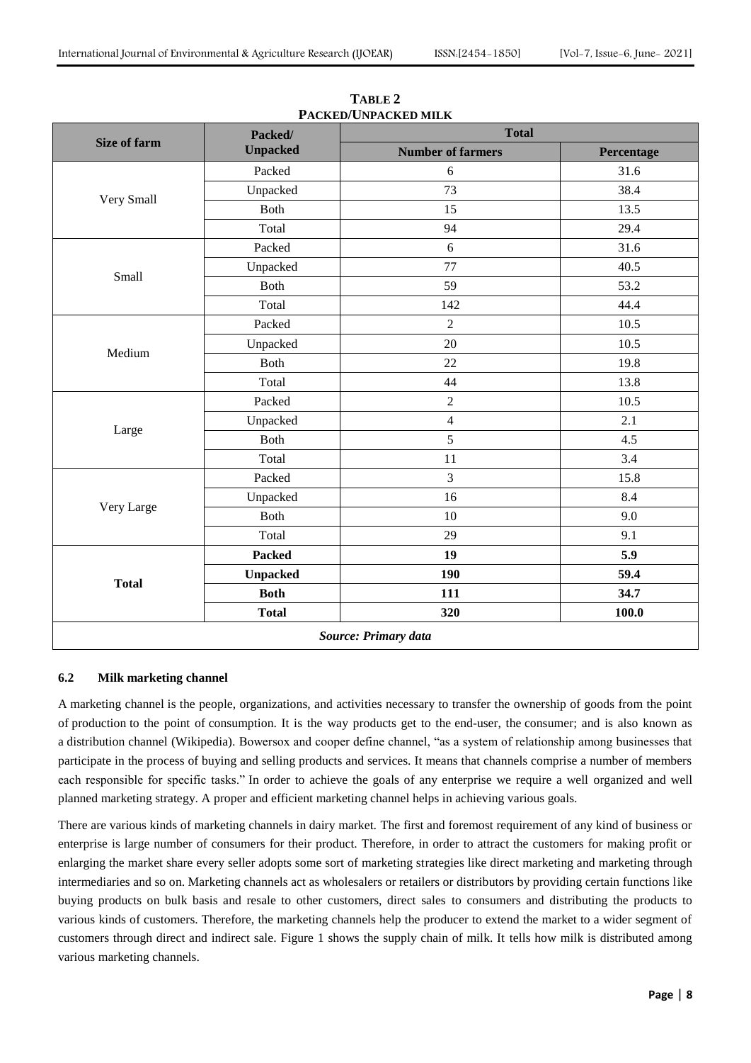**TABLE 2**
**PACKED/UNPACKED MILK**

| Size of farm | Packed/ Unpacked | Total | |
|---|---|---|---|
| | | Number of farmers | Percentage |
| Very Small | Packed | 6 | 31.6 |
| | Unpacked | 73 | 38.4 |
| | Both | 15 | 13.5 |
| | Total | 94 | 29.4 |
| Small | Packed | 6 | 31.6 |
| | Unpacked | 77 | 40.5 |
| | Both | 59 | 53.2 |
| | Total | 142 | 44.4 |
| Medium | Packed | 2 | 10.5 |
| | Unpacked | 20 | 10.5 |
| | Both | 22 | 19.8 |
| | Total | 44 | 13.8 |
| Large | Packed | 2 | 10.5 |
| | Unpacked | 4 | 2.1 |
| | Both | 5 | 4.5 |
| | Total | 11 | 3.4 |
| Very Large | Packed | 3 | 15.8 |
| | Unpacked | 16 | 8.4 |
| | Both | 10 | 9.0 |
| | Total | 29 | 9.1 |
| **Total** | **Packed** | **19** | **5.9** |
| | **Unpacked** | **190** | **59.4** |
| | **Both** | **111** | **34.7** |
| | **Total** | **320** | **100.0** |

***Source: Primary data***

### 6.2 Milk marketing channel

A marketing channel is the people, organizations, and activities necessary to transfer the ownership of goods from the point of production to the point of consumption. It is the way products get to the end-user, the consumer; and is also known as a distribution channel (Wikipedia). Bowersox and cooper define channel, "as a system of relationship among businesses that participate in the process of buying and selling products and services. It means that channels comprise a number of members each responsible for specific tasks." In order to achieve the goals of any enterprise we require a well organized and well planned marketing strategy. A proper and efficient marketing channel helps in achieving various goals.

There are various kinds of marketing channels in dairy market. The first and foremost requirement of any kind of business or enterprise is large number of consumers for their product. Therefore, in order to attract the customers for making profit or enlarging the market share every seller adopts some sort of marketing strategies like direct marketing and marketing through intermediaries and so on. Marketing channels act as wholesalers or retailers or distributors by providing certain functions like buying products on bulk basis and resale to other customers, direct sales to consumers and distributing the products to various kinds of customers. Therefore, the marketing channels help the producer to extend the market to a wider segment of customers through direct and indirect sale. Figure 1 shows the supply chain of milk. It tells how milk is distributed among various marketing channels.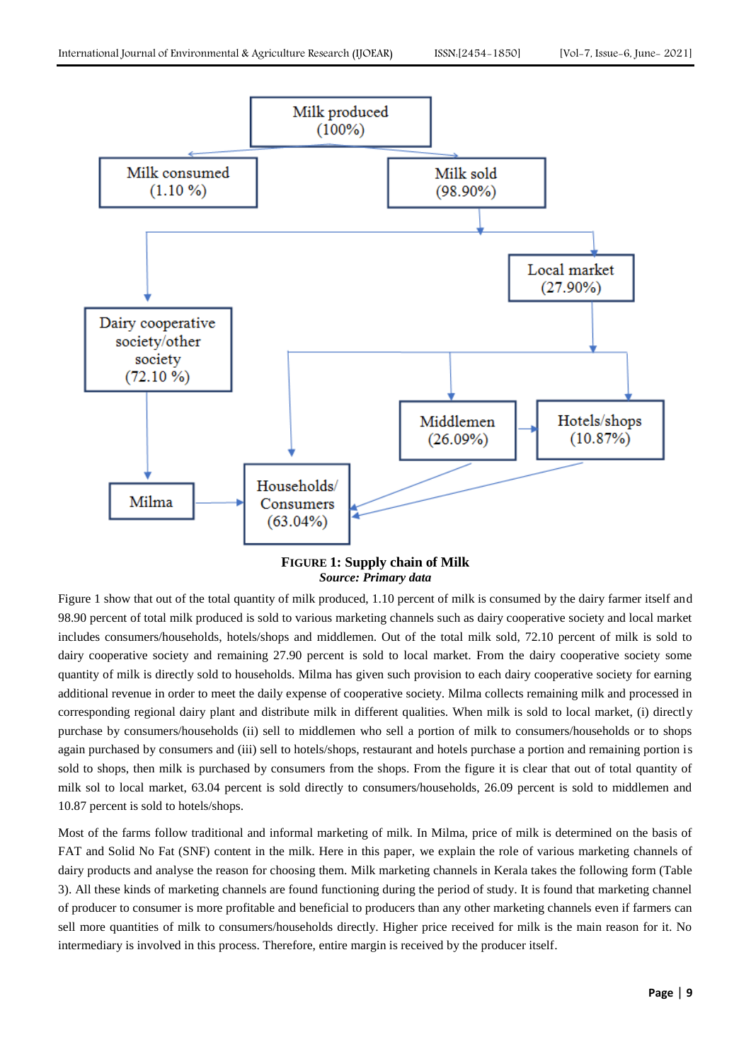Milk produced (100%)

Milk consumed (1.10 %)

Milk sold (98.90%)

Local market (27.90%)

Dairy cooperative society/other society (72.10 %)

Middlemen (26.09%)

Hotels/shops (10.87%)

Milma

Households/ Consumers (63.04%)

**FIGURE 1: Supply chain of Milk**
***Source: Primary data***

Figure 1 show that out of the total quantity of milk produced, 1.10 percent of milk is consumed by the dairy farmer itself and 98.90 percent of total milk produced is sold to various marketing channels such as dairy cooperative society and local market includes consumers/households, hotels/shops and middlemen. Out of the total milk sold, 72.10 percent of milk is sold to dairy cooperative society and remaining 27.90 percent is sold to local market. From the dairy cooperative society some quantity of milk is directly sold to households. Milma has given such provision to each dairy cooperative society for earning additional revenue in order to meet the daily expense of cooperative society. Milma collects remaining milk and processed in corresponding regional dairy plant and distribute milk in different qualities. When milk is sold to local market, (i) directly purchase by consumers/households (ii) sell to middlemen who sell a portion of milk to consumers/households or to shops again purchased by consumers and (iii) sell to hotels/shops, restaurant and hotels purchase a portion and remaining portion is sold to shops, then milk is purchased by consumers from the shops. From the figure it is clear that out of total quantity of milk sol to local market, 63.04 percent is sold directly to consumers/households, 26.09 percent is sold to middlemen and 10.87 percent is sold to hotels/shops.

Most of the farms follow traditional and informal marketing of milk. In Milma, price of milk is determined on the basis of FAT and Solid No Fat (SNF) content in the milk. Here in this paper, we explain the role of various marketing channels of dairy products and analyse the reason for choosing them. Milk marketing channels in Kerala takes the following form (Table 3). All these kinds of marketing channels are found functioning during the period of study. It is found that marketing channel of producer to consumer is more profitable and beneficial to producers than any other marketing channels even if farmers can sell more quantities of milk to consumers/households directly. Higher price received for milk is the main reason for it. No intermediary is involved in this process. Therefore, entire margin is received by the producer itself.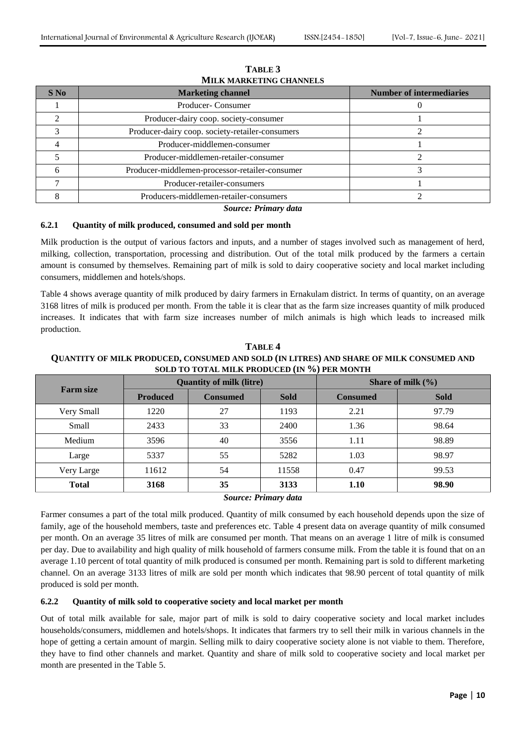**TABLE 3**
**MILK MARKETING CHANNELS**

| S No | Marketing channel | Number of intermediaries |
|---|---|---|
| 1 | Producer- Consumer | 0 |
| 2 | Producer-dairy coop. society-consumer | 1 |
| 3 | Producer-dairy coop. society-retailer-consumers | 2 |
| 4 | Producer-middlemen-consumer | 1 |
| 5 | Producer-middlemen-retailer-consumer | 2 |
| 6 | Producer-middlemen-processor-retailer-consumer | 3 |
| 7 | Producer-retailer-consumers | 1 |
| 8 | Producers-middlemen-retailer-consumers | 2 |

***Source: Primary data***

#### 6.2.1 Quantity of milk produced, consumed and sold per month

Milk production is the output of various factors and inputs, and a number of stages involved such as management of herd, milking, collection, transportation, processing and distribution. Out of the total milk produced by the farmers a certain amount is consumed by themselves. Remaining part of milk is sold to dairy cooperative society and local market including consumers, middlemen and hotels/shops.

Table 4 shows average quantity of milk produced by dairy farmers in Ernakulam district. In terms of quantity, on an average 3168 litres of milk is produced per month. From the table it is clear that as the farm size increases quantity of milk produced increases. It indicates that with farm size increases number of milch animals is high which leads to increased milk production.

**TABLE 4**
**QUANTITY OF MILK PRODUCED, CONSUMED AND SOLD (IN LITRES) AND SHARE OF MILK CONSUMED AND SOLD TO TOTAL MILK PRODUCED (IN %) PER MONTH**

| Farm size | Quantity of milk (litre) | | | Share of milk (%) | |
|---|---|---|---|---|---|
| | Produced | Consumed | Sold | Consumed | Sold |
| Very Small | 1220 | 27 | 1193 | 2.21 | 97.79 |
| Small | 2433 | 33 | 2400 | 1.36 | 98.64 |
| Medium | 3596 | 40 | 3556 | 1.11 | 98.89 |
| Large | 5337 | 55 | 5282 | 1.03 | 98.97 |
| Very Large | 11612 | 54 | 11558 | 0.47 | 99.53 |
| **Total** | **3168** | **35** | **3133** | **1.10** | **98.90** |

***Source: Primary data***

Farmer consumes a part of the total milk produced. Quantity of milk consumed by each household depends upon the size of family, age of the household members, taste and preferences etc. Table 4 present data on average quantity of milk consumed per month. On an average 35 litres of milk are consumed per month. That means on an average 1 litre of milk is consumed per day. Due to availability and high quality of milk household of farmers consume milk. From the table it is found that on an average 1.10 percent of total quantity of milk produced is consumed per month. Remaining part is sold to different marketing channel. On an average 3133 litres of milk are sold per month which indicates that 98.90 percent of total quantity of milk produced is sold per month.

#### 6.2.2 Quantity of milk sold to cooperative society and local market per month

Out of total milk available for sale, major part of milk is sold to dairy cooperative society and local market includes households/consumers, middlemen and hotels/shops. It indicates that farmers try to sell their milk in various channels in the hope of getting a certain amount of margin. Selling milk to dairy cooperative society alone is not viable to them. Therefore, they have to find other channels and market. Quantity and share of milk sold to cooperative society and local market per month are presented in the Table 5.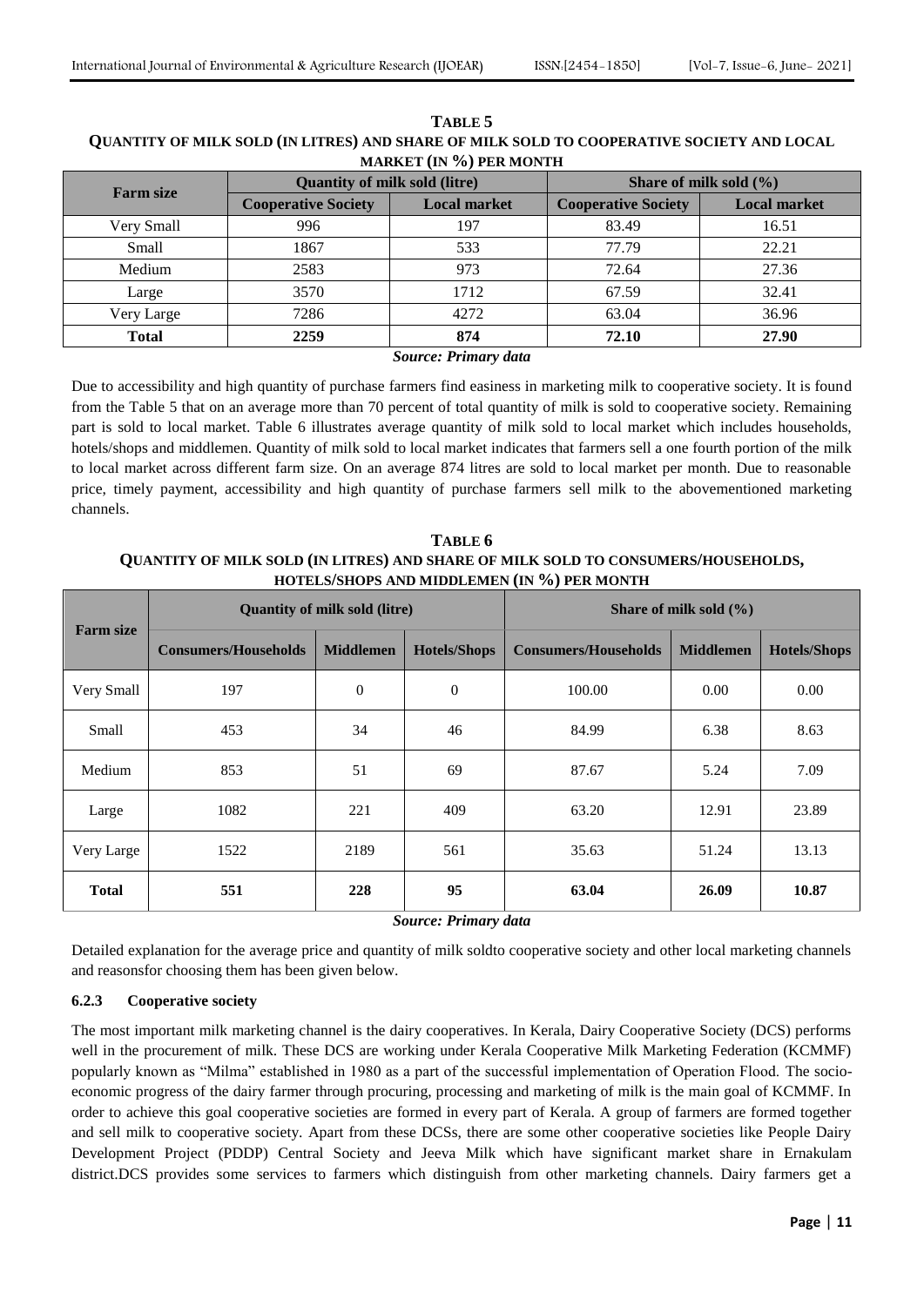**TABLE 5**
**QUANTITY OF MILK SOLD (IN LITRES) AND SHARE OF MILK SOLD TO COOPERATIVE SOCIETY AND LOCAL MARKET (IN %) PER MONTH**

| Farm size | Quantity of milk sold (litre) | | Share of milk sold (%) | |
|---|---|---|---|---|
| | Cooperative Society | Local market | Cooperative Society | Local market |
| Very Small | 996 | 197 | 83.49 | 16.51 |
| Small | 1867 | 533 | 77.79 | 22.21 |
| Medium | 2583 | 973 | 72.64 | 27.36 |
| Large | 3570 | 1712 | 67.59 | 32.41 |
| Very Large | 7286 | 4272 | 63.04 | 36.96 |
| **Total** | **2259** | **874** | **72.10** | **27.90** |

***Source: Primary data***

Due to accessibility and high quantity of purchase farmers find easiness in marketing milk to cooperative society. It is found from the Table 5 that on an average more than 70 percent of total quantity of milk is sold to cooperative society. Remaining part is sold to local market. Table 6 illustrates average quantity of milk sold to local market which includes households, hotels/shops and middlemen. Quantity of milk sold to local market indicates that farmers sell a one fourth portion of the milk to local market across different farm size. On an average 874 litres are sold to local market per month. Due to reasonable price, timely payment, accessibility and high quantity of purchase farmers sell milk to the abovementioned marketing channels.

**TABLE 6**
**QUANTITY OF MILK SOLD (IN LITRES) AND SHARE OF MILK SOLD TO CONSUMERS/HOUSEHOLDS, HOTELS/SHOPS AND MIDDLEMEN (IN %) PER MONTH**

| Farm size | Quantity of milk sold (litre) | | | Share of milk sold (%) | | |
|---|---|---|---|---|---|---|
| | Consumers/Households | Middlemen | Hotels/Shops | Consumers/Households | Middlemen | Hotels/Shops |
| Very Small | 197 | 0 | 0 | 100.00 | 0.00 | 0.00 |
| Small | 453 | 34 | 46 | 84.99 | 6.38 | 8.63 |
| Medium | 853 | 51 | 69 | 87.67 | 5.24 | 7.09 |
| Large | 1082 | 221 | 409 | 63.20 | 12.91 | 23.89 |
| Very Large | 1522 | 2189 | 561 | 35.63 | 51.24 | 13.13 |
| **Total** | **551** | **228** | **95** | **63.04** | **26.09** | **10.87** |

***Source: Primary data***

Detailed explanation for the average price and quantity of milk soldto cooperative society and other local marketing channels and reasonsfor choosing them has been given below.

### 6.2.3 Cooperative society

The most important milk marketing channel is the dairy cooperatives. In Kerala, Dairy Cooperative Society (DCS) performs well in the procurement of milk. These DCS are working under Kerala Cooperative Milk Marketing Federation (KCMMF) popularly known as "Milma" established in 1980 as a part of the successful implementation of Operation Flood. The socio-economic progress of the dairy farmer through procuring, processing and marketing of milk is the main goal of KCMMF. In order to achieve this goal cooperative societies are formed in every part of Kerala. A group of farmers are formed together and sell milk to cooperative society. Apart from these DCSs, there are some other cooperative societies like People Dairy Development Project (PDDP) Central Society and Jeeva Milk which have significant market share in Ernakulam district.DCS provides some services to farmers which distinguish from other marketing channels. Dairy farmers get a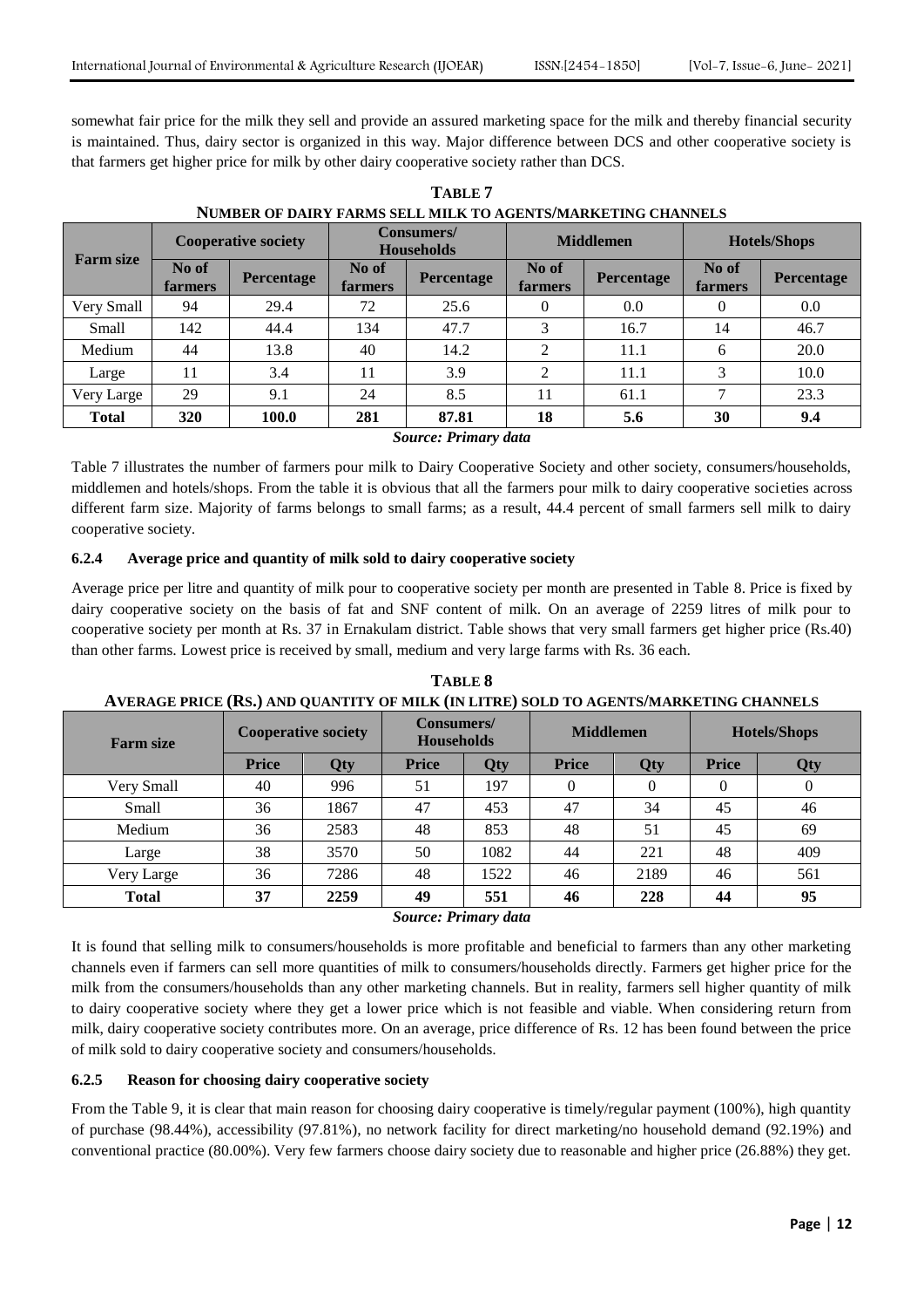somewhat fair price for the milk they sell and provide an assured marketing space for the milk and thereby financial security is maintained. Thus, dairy sector is organized in this way. Major difference between DCS and other cooperative society is that farmers get higher price for milk by other dairy cooperative society rather than DCS.

**TABLE 7**
**NUMBER OF DAIRY FARMS SELL MILK TO AGENTS/MARKETING CHANNELS**

| Farm size | Cooperative society | | Consumers/ Households | | Middlemen | | Hotels/Shops | |
|---|---|---|---|---|---|---|---|---|
| | No of farmers | Percentage | No of farmers | Percentage | No of farmers | Percentage | No of farmers | Percentage |
| Very Small | 94 | 29.4 | 72 | 25.6 | 0 | 0.0 | 0 | 0.0 |
| Small | 142 | 44.4 | 134 | 47.7 | 3 | 16.7 | 14 | 46.7 |
| Medium | 44 | 13.8 | 40 | 14.2 | 2 | 11.1 | 6 | 20.0 |
| Large | 11 | 3.4 | 11 | 3.9 | 2 | 11.1 | 3 | 10.0 |
| Very Large | 29 | 9.1 | 24 | 8.5 | 11 | 61.1 | 7 | 23.3 |
| **Total** | **320** | **100.0** | **281** | **87.81** | **18** | **5.6** | **30** | **9.4** |

***Source: Primary data***

Table 7 illustrates the number of farmers pour milk to Dairy Cooperative Society and other society, consumers/households, middlemen and hotels/shops. From the table it is obvious that all the farmers pour milk to dairy cooperative societies across different farm size. Majority of farms belongs to small farms; as a result, 44.4 percent of small farmers sell milk to dairy cooperative society.

#### 6.2.4 Average price and quantity of milk sold to dairy cooperative society

Average price per litre and quantity of milk pour to cooperative society per month are presented in Table 8. Price is fixed by dairy cooperative society on the basis of fat and SNF content of milk. On an average of 2259 litres of milk pour to cooperative society per month at Rs. 37 in Ernakulam district. Table shows that very small farmers get higher price (Rs.40) than other farms. Lowest price is received by small, medium and very large farms with Rs. 36 each.

**TABLE 8**
**AVERAGE PRICE (RS.) AND QUANTITY OF MILK (IN LITRE) SOLD TO AGENTS/MARKETING CHANNELS**

| Farm size | Cooperative society | | Consumers/ Households | | Middlemen | | Hotels/Shops | |
|---|---|---|---|---|---|---|---|---|
| | Price | Qty | Price | Qty | Price | Qty | Price | Qty |
| Very Small | 40 | 996 | 51 | 197 | 0 | 0 | 0 | 0 |
| Small | 36 | 1867 | 47 | 453 | 47 | 34 | 45 | 46 |
| Medium | 36 | 2583 | 48 | 853 | 48 | 51 | 45 | 69 |
| Large | 38 | 3570 | 50 | 1082 | 44 | 221 | 48 | 409 |
| Very Large | 36 | 7286 | 48 | 1522 | 46 | 2189 | 46 | 561 |
| **Total** | **37** | **2259** | **49** | **551** | **46** | **228** | **44** | **95** |

***Source: Primary data***

It is found that selling milk to consumers/households is more profitable and beneficial to farmers than any other marketing channels even if farmers can sell more quantities of milk to consumers/households directly. Farmers get higher price for the milk from the consumers/households than any other marketing channels. But in reality, farmers sell higher quantity of milk to dairy cooperative society where they get a lower price which is not feasible and viable. When considering return from milk, dairy cooperative society contributes more. On an average, price difference of Rs. 12 has been found between the price of milk sold to dairy cooperative society and consumers/households.

#### 6.2.5 Reason for choosing dairy cooperative society

From the Table 9, it is clear that main reason for choosing dairy cooperative is timely/regular payment (100%), high quantity of purchase (98.44%), accessibility (97.81%), no network facility for direct marketing/no household demand (92.19%) and conventional practice (80.00%). Very few farmers choose dairy society due to reasonable and higher price (26.88%) they get.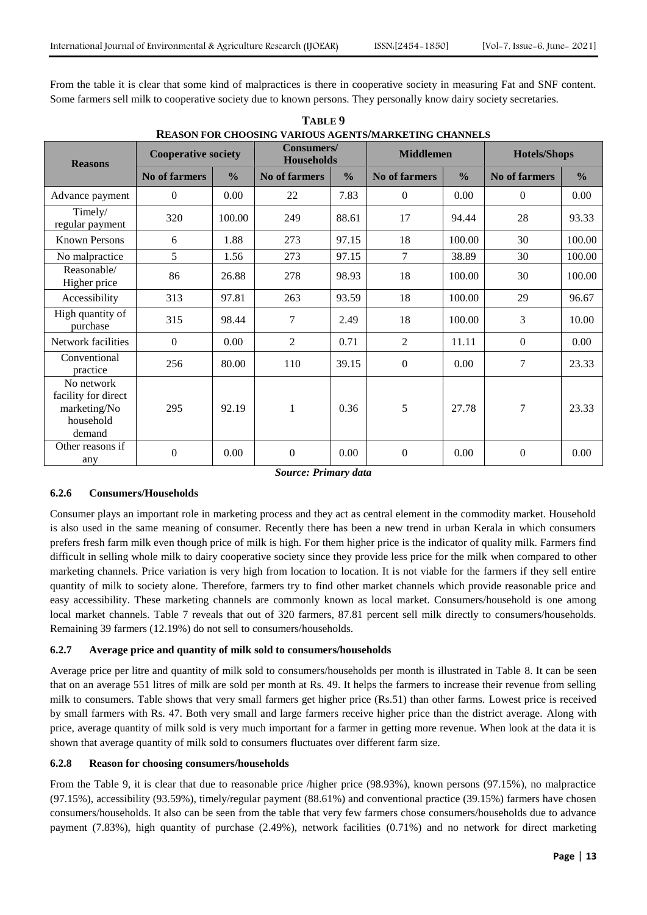From the table it is clear that some kind of malpractices is there in cooperative society in measuring Fat and SNF content. Some farmers sell milk to cooperative society due to known persons. They personally know dairy society secretaries.

**TABLE 9**
**REASON FOR CHOOSING VARIOUS AGENTS/MARKETING CHANNELS**

| Reasons | Cooperative society | | Consumers/ Households | | Middlemen | | Hotels/Shops | |
|---|---|---|---|---|---|---|---|---|
| | No of farmers | % | No of farmers | % | No of farmers | % | No of farmers | % |
| Advance payment | 0 | 0.00 | 22 | 7.83 | 0 | 0.00 | 0 | 0.00 |
| Timely/ regular payment | 320 | 100.00 | 249 | 88.61 | 17 | 94.44 | 28 | 93.33 |
| Known Persons | 6 | 1.88 | 273 | 97.15 | 18 | 100.00 | 30 | 100.00 |
| No malpractice | 5 | 1.56 | 273 | 97.15 | 7 | 38.89 | 30 | 100.00 |
| Reasonable/ Higher price | 86 | 26.88 | 278 | 98.93 | 18 | 100.00 | 30 | 100.00 |
| Accessibility | 313 | 97.81 | 263 | 93.59 | 18 | 100.00 | 29 | 96.67 |
| High quantity of purchase | 315 | 98.44 | 7 | 2.49 | 18 | 100.00 | 3 | 10.00 |
| Network facilities | 0 | 0.00 | 2 | 0.71 | 2 | 11.11 | 0 | 0.00 |
| Conventional practice | 256 | 80.00 | 110 | 39.15 | 0 | 0.00 | 7 | 23.33 |
| No network facility for direct marketing/No household demand | 295 | 92.19 | 1 | 0.36 | 5 | 27.78 | 7 | 23.33 |
| Other reasons if any | 0 | 0.00 | 0 | 0.00 | 0 | 0.00 | 0 | 0.00 |

*Source: Primary data*

### 6.2.6 Consumers/Households

Consumer plays an important role in marketing process and they act as central element in the commodity market. Household is also used in the same meaning of consumer. Recently there has been a new trend in urban Kerala in which consumers prefers fresh farm milk even though price of milk is high. For them higher price is the indicator of quality milk. Farmers find difficult in selling whole milk to dairy cooperative society since they provide less price for the milk when compared to other marketing channels. Price variation is very high from location to location. It is not viable for the farmers if they sell entire quantity of milk to society alone. Therefore, farmers try to find other market channels which provide reasonable price and easy accessibility. These marketing channels are commonly known as local market. Consumers/household is one among local market channels. Table 7 reveals that out of 320 farmers, 87.81 percent sell milk directly to consumers/households. Remaining 39 farmers (12.19%) do not sell to consumers/households.

### 6.2.7 Average price and quantity of milk sold to consumers/households

Average price per litre and quantity of milk sold to consumers/households per month is illustrated in Table 8. It can be seen that on an average 551 litres of milk are sold per month at Rs. 49. It helps the farmers to increase their revenue from selling milk to consumers. Table shows that very small farmers get higher price (Rs.51) than other farms. Lowest price is received by small farmers with Rs. 47. Both very small and large farmers receive higher price than the district average. Along with price, average quantity of milk sold is very much important for a farmer in getting more revenue. When look at the data it is shown that average quantity of milk sold to consumers fluctuates over different farm size.

### 6.2.8 Reason for choosing consumers/households

From the Table 9, it is clear that due to reasonable price /higher price (98.93%), known persons (97.15%), no malpractice (97.15%), accessibility (93.59%), timely/regular payment (88.61%) and conventional practice (39.15%) farmers have chosen consumers/households. It also can be seen from the table that very few farmers chose consumers/households due to advance payment (7.83%), high quantity of purchase (2.49%), network facilities (0.71%) and no network for direct marketing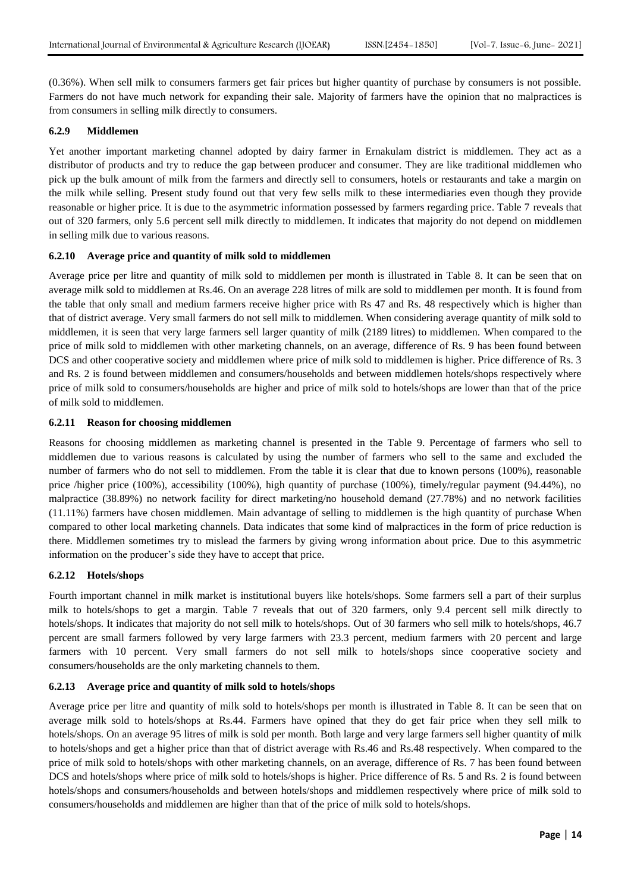(0.36%). When sell milk to consumers farmers get fair prices but higher quantity of purchase by consumers is not possible. Farmers do not have much network for expanding their sale. Majority of farmers have the opinion that no malpractices is from consumers in selling milk directly to consumers.

### 6.2.9 Middlemen

Yet another important marketing channel adopted by dairy farmer in Ernakulam district is middlemen. They act as a distributor of products and try to reduce the gap between producer and consumer. They are like traditional middlemen who pick up the bulk amount of milk from the farmers and directly sell to consumers, hotels or restaurants and take a margin on the milk while selling. Present study found out that very few sells milk to these intermediaries even though they provide reasonable or higher price. It is due to the asymmetric information possessed by farmers regarding price. Table 7 reveals that out of 320 farmers, only 5.6 percent sell milk directly to middlemen. It indicates that majority do not depend on middlemen in selling milk due to various reasons.

### 6.2.10 Average price and quantity of milk sold to middlemen

Average price per litre and quantity of milk sold to middlemen per month is illustrated in Table 8. It can be seen that on average milk sold to middlemen at Rs.46. On an average 228 litres of milk are sold to middlemen per month. It is found from the table that only small and medium farmers receive higher price with Rs 47 and Rs. 48 respectively which is higher than that of district average. Very small farmers do not sell milk to middlemen. When considering average quantity of milk sold to middlemen, it is seen that very large farmers sell larger quantity of milk (2189 litres) to middlemen. When compared to the price of milk sold to middlemen with other marketing channels, on an average, difference of Rs. 9 has been found between DCS and other cooperative society and middlemen where price of milk sold to middlemen is higher. Price difference of Rs. 3 and Rs. 2 is found between middlemen and consumers/households and between middlemen hotels/shops respectively where price of milk sold to consumers/households are higher and price of milk sold to hotels/shops are lower than that of the price of milk sold to middlemen.

### 6.2.11 Reason for choosing middlemen

Reasons for choosing middlemen as marketing channel is presented in the Table 9. Percentage of farmers who sell to middlemen due to various reasons is calculated by using the number of farmers who sell to the same and excluded the number of farmers who do not sell to middlemen. From the table it is clear that due to known persons (100%), reasonable price /higher price (100%), accessibility (100%), high quantity of purchase (100%), timely/regular payment (94.44%), no malpractice (38.89%) no network facility for direct marketing/no household demand (27.78%) and no network facilities (11.11%) farmers have chosen middlemen. Main advantage of selling to middlemen is the high quantity of purchase When compared to other local marketing channels. Data indicates that some kind of malpractices in the form of price reduction is there. Middlemen sometimes try to mislead the farmers by giving wrong information about price. Due to this asymmetric information on the producer's side they have to accept that price.

### 6.2.12 Hotels/shops

Fourth important channel in milk market is institutional buyers like hotels/shops. Some farmers sell a part of their surplus milk to hotels/shops to get a margin. Table 7 reveals that out of 320 farmers, only 9.4 percent sell milk directly to hotels/shops. It indicates that majority do not sell milk to hotels/shops. Out of 30 farmers who sell milk to hotels/shops, 46.7 percent are small farmers followed by very large farmers with 23.3 percent, medium farmers with 20 percent and large farmers with 10 percent. Very small farmers do not sell milk to hotels/shops since cooperative society and consumers/households are the only marketing channels to them.

### 6.2.13 Average price and quantity of milk sold to hotels/shops

Average price per litre and quantity of milk sold to hotels/shops per month is illustrated in Table 8. It can be seen that on average milk sold to hotels/shops at Rs.44. Farmers have opined that they do get fair price when they sell milk to hotels/shops. On an average 95 litres of milk is sold per month. Both large and very large farmers sell higher quantity of milk to hotels/shops and get a higher price than that of district average with Rs.46 and Rs.48 respectively. When compared to the price of milk sold to hotels/shops with other marketing channels, on an average, difference of Rs. 7 has been found between DCS and hotels/shops where price of milk sold to hotels/shops is higher. Price difference of Rs. 5 and Rs. 2 is found between hotels/shops and consumers/households and between hotels/shops and middlemen respectively where price of milk sold to consumers/households and middlemen are higher than that of the price of milk sold to hotels/shops.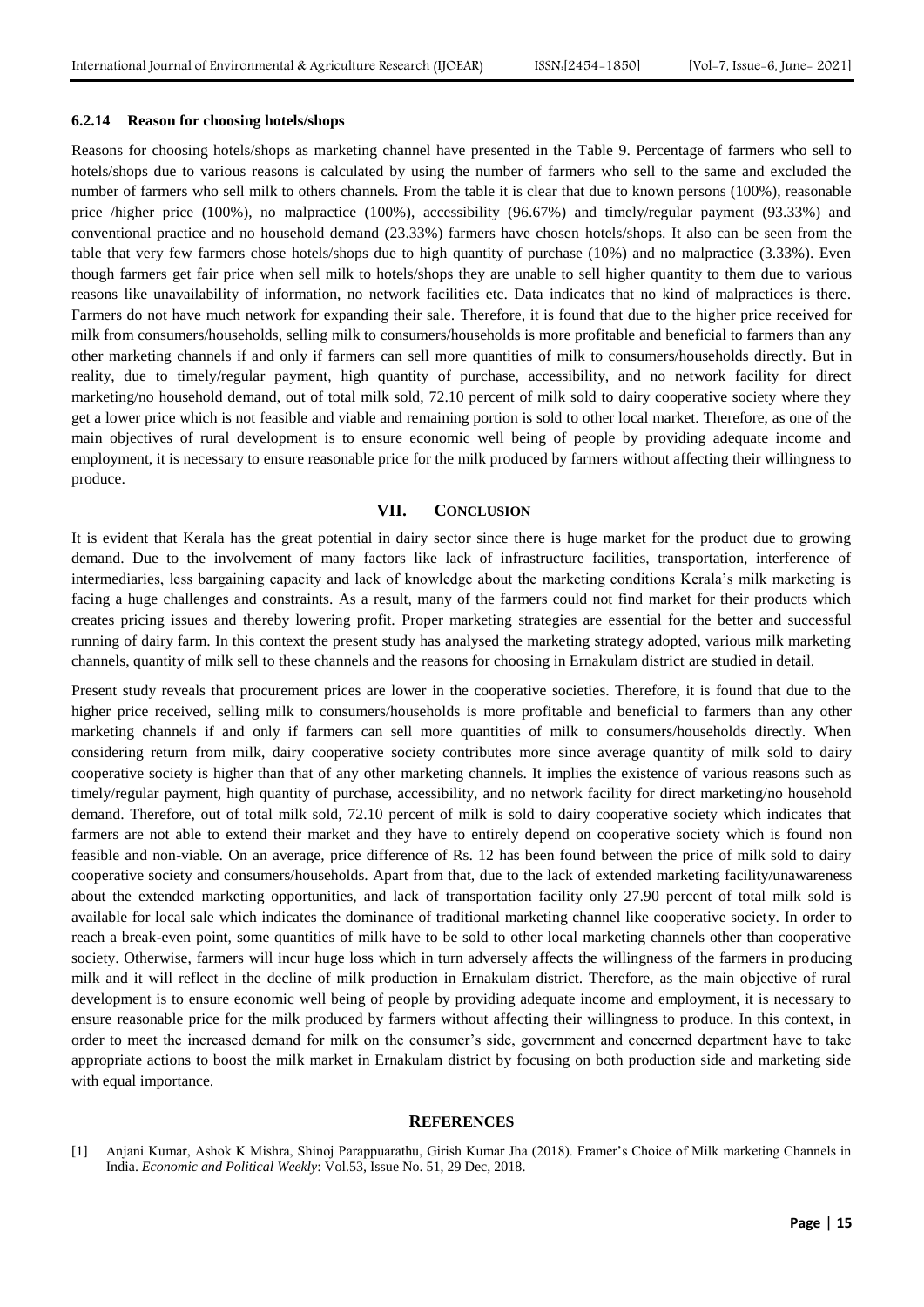#### 6.2.14 Reason for choosing hotels/shops

Reasons for choosing hotels/shops as marketing channel have presented in the Table 9. Percentage of farmers who sell to hotels/shops due to various reasons is calculated by using the number of farmers who sell to the same and excluded the number of farmers who sell milk to others channels. From the table it is clear that due to known persons (100%), reasonable price /higher price (100%), no malpractice (100%), accessibility (96.67%) and timely/regular payment (93.33%) and conventional practice and no household demand (23.33%) farmers have chosen hotels/shops. It also can be seen from the table that very few farmers chose hotels/shops due to high quantity of purchase (10%) and no malpractice (3.33%). Even though farmers get fair price when sell milk to hotels/shops they are unable to sell higher quantity to them due to various reasons like unavailability of information, no network facilities etc. Data indicates that no kind of malpractices is there. Farmers do not have much network for expanding their sale. Therefore, it is found that due to the higher price received for milk from consumers/households, selling milk to consumers/households is more profitable and beneficial to farmers than any other marketing channels if and only if farmers can sell more quantities of milk to consumers/households directly. But in reality, due to timely/regular payment, high quantity of purchase, accessibility, and no network facility for direct marketing/no household demand, out of total milk sold, 72.10 percent of milk sold to dairy cooperative society where they get a lower price which is not feasible and viable and remaining portion is sold to other local market. Therefore, as one of the main objectives of rural development is to ensure economic well being of people by providing adequate income and employment, it is necessary to ensure reasonable price for the milk produced by farmers without affecting their willingness to produce.

## VII. CONCLUSION

It is evident that Kerala has the great potential in dairy sector since there is huge market for the product due to growing demand. Due to the involvement of many factors like lack of infrastructure facilities, transportation, interference of intermediaries, less bargaining capacity and lack of knowledge about the marketing conditions Kerala's milk marketing is facing a huge challenges and constraints. As a result, many of the farmers could not find market for their products which creates pricing issues and thereby lowering profit. Proper marketing strategies are essential for the better and successful running of dairy farm. In this context the present study has analysed the marketing strategy adopted, various milk marketing channels, quantity of milk sell to these channels and the reasons for choosing in Ernakulam district are studied in detail.

Present study reveals that procurement prices are lower in the cooperative societies. Therefore, it is found that due to the higher price received, selling milk to consumers/households is more profitable and beneficial to farmers than any other marketing channels if and only if farmers can sell more quantities of milk to consumers/households directly. When considering return from milk, dairy cooperative society contributes more since average quantity of milk sold to dairy cooperative society is higher than that of any other marketing channels. It implies the existence of various reasons such as timely/regular payment, high quantity of purchase, accessibility, and no network facility for direct marketing/no household demand. Therefore, out of total milk sold, 72.10 percent of milk is sold to dairy cooperative society which indicates that farmers are not able to extend their market and they have to entirely depend on cooperative society which is found non feasible and non-viable. On an average, price difference of Rs. 12 has been found between the price of milk sold to dairy cooperative society and consumers/households. Apart from that, due to the lack of extended marketing facility/unawareness about the extended marketing opportunities, and lack of transportation facility only 27.90 percent of total milk sold is available for local sale which indicates the dominance of traditional marketing channel like cooperative society. In order to reach a break-even point, some quantities of milk have to be sold to other local marketing channels other than cooperative society. Otherwise, farmers will incur huge loss which in turn adversely affects the willingness of the farmers in producing milk and it will reflect in the decline of milk production in Ernakulam district. Therefore, as the main objective of rural development is to ensure economic well being of people by providing adequate income and employment, it is necessary to ensure reasonable price for the milk produced by farmers without affecting their willingness to produce. In this context, in order to meet the increased demand for milk on the consumer's side, government and concerned department have to take appropriate actions to boost the milk market in Ernakulam district by focusing on both production side and marketing side with equal importance.

## REFERENCES

[1] Anjani Kumar, Ashok K Mishra, Shinoj Parappuarathu, Girish Kumar Jha (2018). Framer's Choice of Milk marketing Channels in India. *Economic and Political Weekly*: Vol.53, Issue No. 51, 29 Dec, 2018.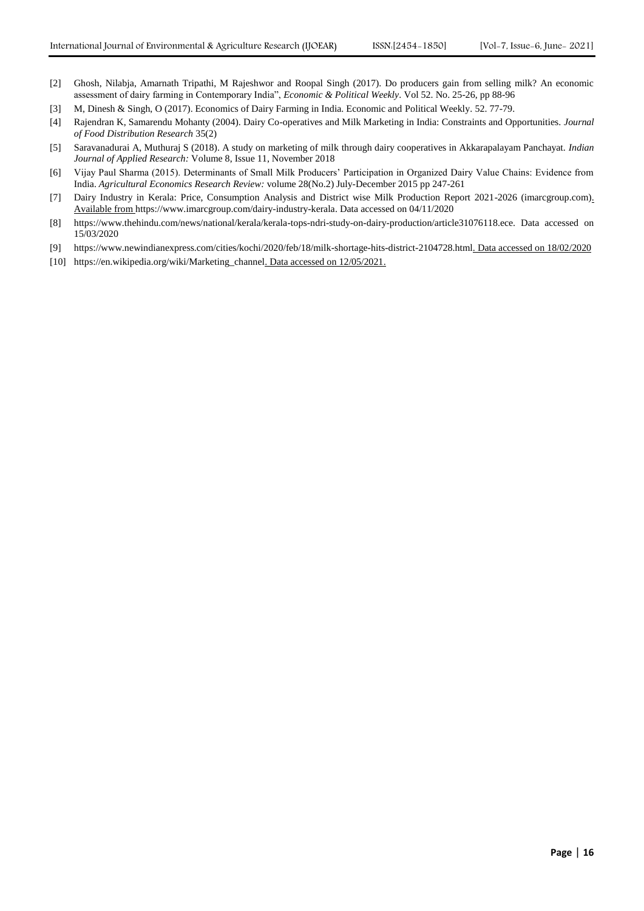[2] Ghosh, Nilabja, Amarnath Tripathi, M Rajeshwor and Roopal Singh (2017). Do producers gain from selling milk? An economic assessment of dairy farming in Contemporary India", *Economic & Political Weekly*. Vol 52. No. 25-26, pp 88-96

[3] M, Dinesh & Singh, O (2017). Economics of Dairy Farming in India. Economic and Political Weekly. 52. 77-79.

[4] Rajendran K, Samarendu Mohanty (2004). Dairy Co-operatives and Milk Marketing in India: Constraints and Opportunities. *Journal of Food Distribution Research* 35(2)

[5] Saravanadurai A, Muthuraj S (2018). A study on marketing of milk through dairy cooperatives in Akkarapalayam Panchayat. *Indian Journal of Applied Research:* Volume 8, Issue 11, November 2018

[6] Vijay Paul Sharma (2015). Determinants of Small Milk Producers' Participation in Organized Dairy Value Chains: Evidence from India. *Agricultural Economics Research Review:* volume 28(No.2) July-December 2015 pp 247-261

[7] Dairy Industry in Kerala: Price, Consumption Analysis and District wise Milk Production Report 2021-2026 (imarcgroup.com). Available from https://www.imarcgroup.com/dairy-industry-kerala. Data accessed on 04/11/2020

[8] https://www.thehindu.com/news/national/kerala/kerala-tops-ndri-study-on-dairy-production/article31076118.ece. Data accessed on 15/03/2020

[9] https://www.newindianexpress.com/cities/kochi/2020/feb/18/milk-shortage-hits-district-2104728.html. Data accessed on 18/02/2020

[10] https://en.wikipedia.org/wiki/Marketing_channel. Data accessed on 12/05/2021.